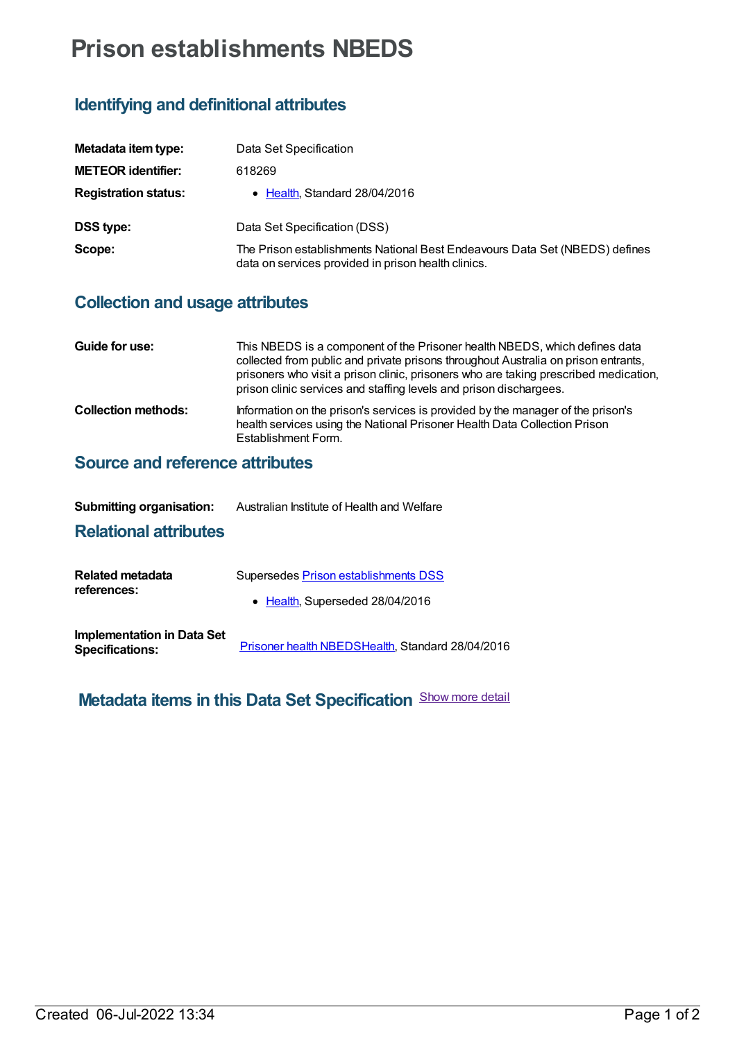# Prison establishments NBEDS

## Identifying and definitional attributes

| | |
|---|---|
| **Metadata item type:** | Data Set Specification |
| **METEOR identifier:** | 618269 |
| **Registration status:** | • Health, Standard 28/04/2016 |
| **DSS type:** | Data Set Specification (DSS) |
| **Scope:** | The Prison establishments National Best Endeavours Data Set (NBEDS) defines data on services provided in prison health clinics. |

## Collection and usage attributes

| | |
|---|---|
| **Guide for use:** | This NBEDS is a component of the Prisoner health NBEDS, which defines data collected from public and private prisons throughout Australia on prison entrants, prisoners who visit a prison clinic, prisoners who are taking prescribed medication, prison clinic services and staffing levels and prison dischargees. |
| **Collection methods:** | Information on the prison's services is provided by the manager of the prison's health services using the National Prisoner Health Data Collection Prison Establishment Form. |

## Source and reference attributes

| | |
|---|---|
| **Submitting organisation:** | Australian Institute of Health and Welfare |

## Relational attributes

| | |
|---|---|
| **Related metadata references:** | Supersedes Prison establishments DSS<br>• Health, Superseded 28/04/2016 |
| **Implementation in Data Set Specifications:** | Prisoner health NBEDSHealth, Standard 28/04/2016 |

## Metadata items in this Data Set Specification

Show more detail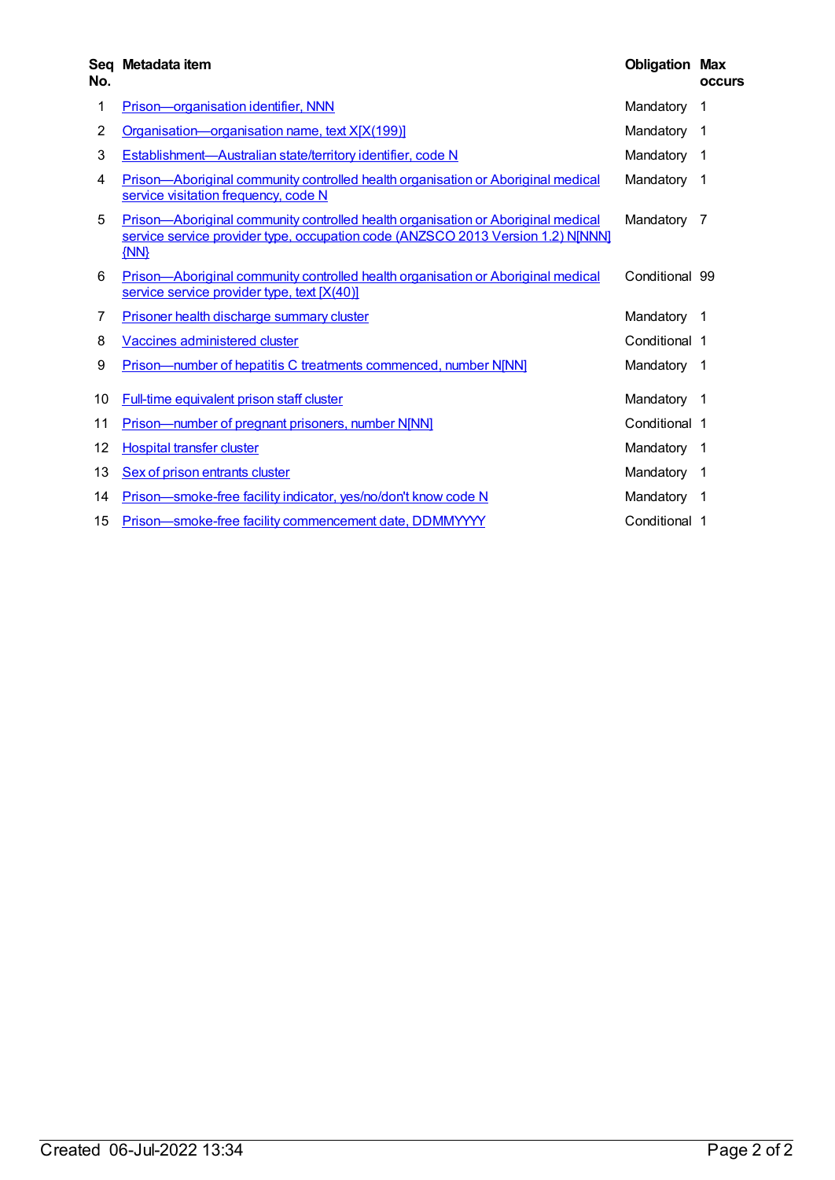| Seq No. | Metadata item | Obligation | Max occurs |
|---|---|---|---|
| 1 | Prison—organisation identifier, NNN | Mandatory | 1 |
| 2 | Organisation—organisation name, text X[X(199)] | Mandatory | 1 |
| 3 | Establishment—Australian state/territory identifier, code N | Mandatory | 1 |
| 4 | Prison—Aboriginal community controlled health organisation or Aboriginal medical service visitation frequency, code N | Mandatory | 1 |
| 5 | Prison—Aboriginal community controlled health organisation or Aboriginal medical service service provider type, occupation code (ANZSCO 2013 Version 1.2) N[NNN]{NN} | Mandatory | 7 |
| 6 | Prison—Aboriginal community controlled health organisation or Aboriginal medical service service provider type, text [X(40)] | Conditional | 99 |
| 7 | Prisoner health discharge summary cluster | Mandatory | 1 |
| 8 | Vaccines administered cluster | Conditional | 1 |
| 9 | Prison—number of hepatitis C treatments commenced, number N[NN] | Mandatory | 1 |
| 10 | Full-time equivalent prison staff cluster | Mandatory | 1 |
| 11 | Prison—number of pregnant prisoners, number N[NN] | Conditional | 1 |
| 12 | Hospital transfer cluster | Mandatory | 1 |
| 13 | Sex of prison entrants cluster | Mandatory | 1 |
| 14 | Prison—smoke-free facility indicator, yes/no/don't know code N | Mandatory | 1 |
| 15 | Prison—smoke-free facility commencement date, DDMMYYYY | Conditional | 1 |